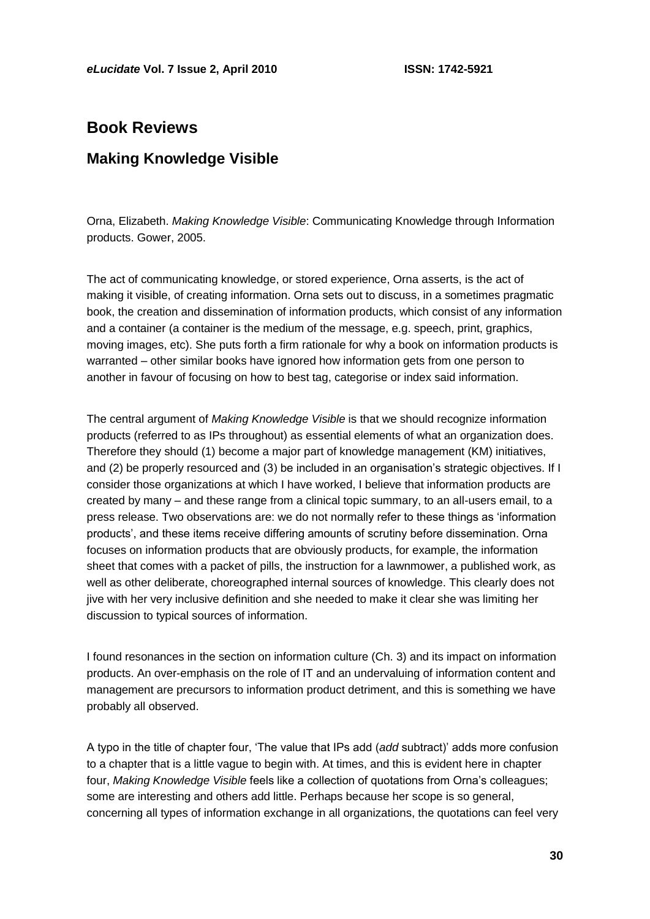# Book Reviews

## Making Knowledge Visible

Orna, Elizabeth. *Making Knowledge Visible*: Communicating Knowledge through Information products. Gower, 2005.

The act of communicating knowledge, or stored experience, Orna asserts, is the act of making it visible, of creating information. Orna sets out to discuss, in a sometimes pragmatic book, the creation and dissemination of information products, which consist of any information and a container (a container is the medium of the message, e.g. speech, print, graphics, moving images, etc). She puts forth a firm rationale for why a book on information products is warranted – other similar books have ignored how information gets from one person to another in favour of focusing on how to best tag, categorise or index said information.

The central argument of *Making Knowledge Visible* is that we should recognize information products (referred to as IPs throughout) as essential elements of what an organization does. Therefore they should (1) become a major part of knowledge management (KM) initiatives, and (2) be properly resourced and (3) be included in an organisation's strategic objectives. If I consider those organizations at which I have worked, I believe that information products are created by many – and these range from a clinical topic summary, to an all-users email, to a press release. Two observations are: we do not normally refer to these things as 'information products', and these items receive differing amounts of scrutiny before dissemination. Orna focuses on information products that are obviously products, for example, the information sheet that comes with a packet of pills, the instruction for a lawnmower, a published work, as well as other deliberate, choreographed internal sources of knowledge. This clearly does not jive with her very inclusive definition and she needed to make it clear she was limiting her discussion to typical sources of information.

I found resonances in the section on information culture (Ch. 3) and its impact on information products. An over-emphasis on the role of IT and an undervaluing of information content and management are precursors to information product detriment, and this is something we have probably all observed.

A typo in the title of chapter four, 'The value that IPs add (*add* subtract)' adds more confusion to a chapter that is a little vague to begin with. At times, and this is evident here in chapter four, *Making Knowledge Visible* feels like a collection of quotations from Orna's colleagues; some are interesting and others add little. Perhaps because her scope is so general, concerning all types of information exchange in all organizations, the quotations can feel very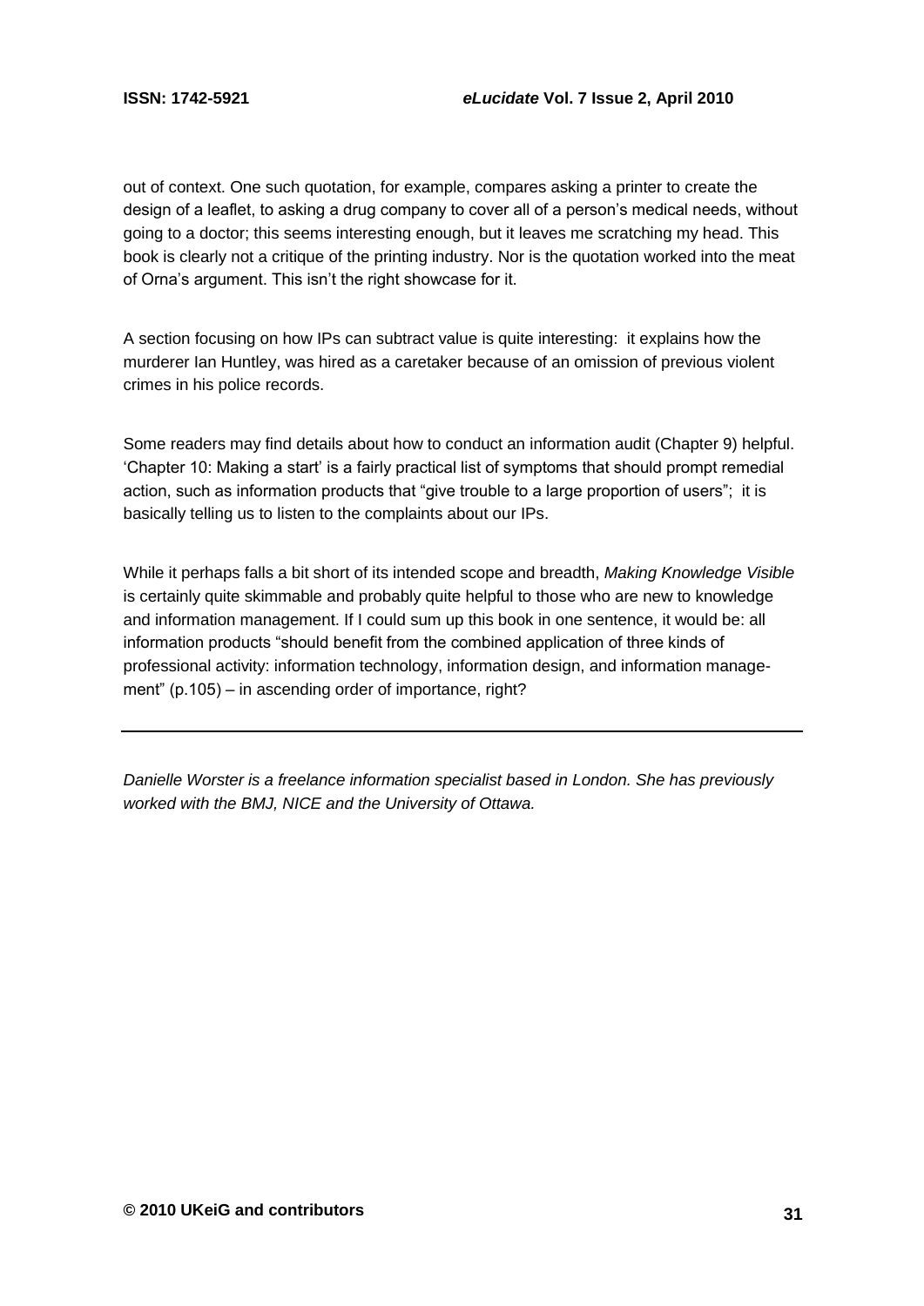out of context. One such quotation, for example, compares asking a printer to create the design of a leaflet, to asking a drug company to cover all of a person's medical needs, without going to a doctor; this seems interesting enough, but it leaves me scratching my head. This book is clearly not a critique of the printing industry. Nor is the quotation worked into the meat of Orna's argument. This isn't the right showcase for it.

A section focusing on how IPs can subtract value is quite interesting: it explains how the murderer Ian Huntley, was hired as a caretaker because of an omission of previous violent crimes in his police records.

Some readers may find details about how to conduct an information audit (Chapter 9) helpful. 'Chapter 10: Making a start' is a fairly practical list of symptoms that should prompt remedial action, such as information products that "give trouble to a large proportion of users"; it is basically telling us to listen to the complaints about our IPs.

While it perhaps falls a bit short of its intended scope and breadth, *Making Knowledge Visible* is certainly quite skimmable and probably quite helpful to those who are new to knowledge and information management. If I could sum up this book in one sentence, it would be: all information products "should benefit from the combined application of three kinds of professional activity: information technology, information design, and information management" (p.105) – in ascending order of importance, right?

---

*Danielle Worster is a freelance information specialist based in London. She has previously worked with the BMJ, NICE and the University of Ottawa.*